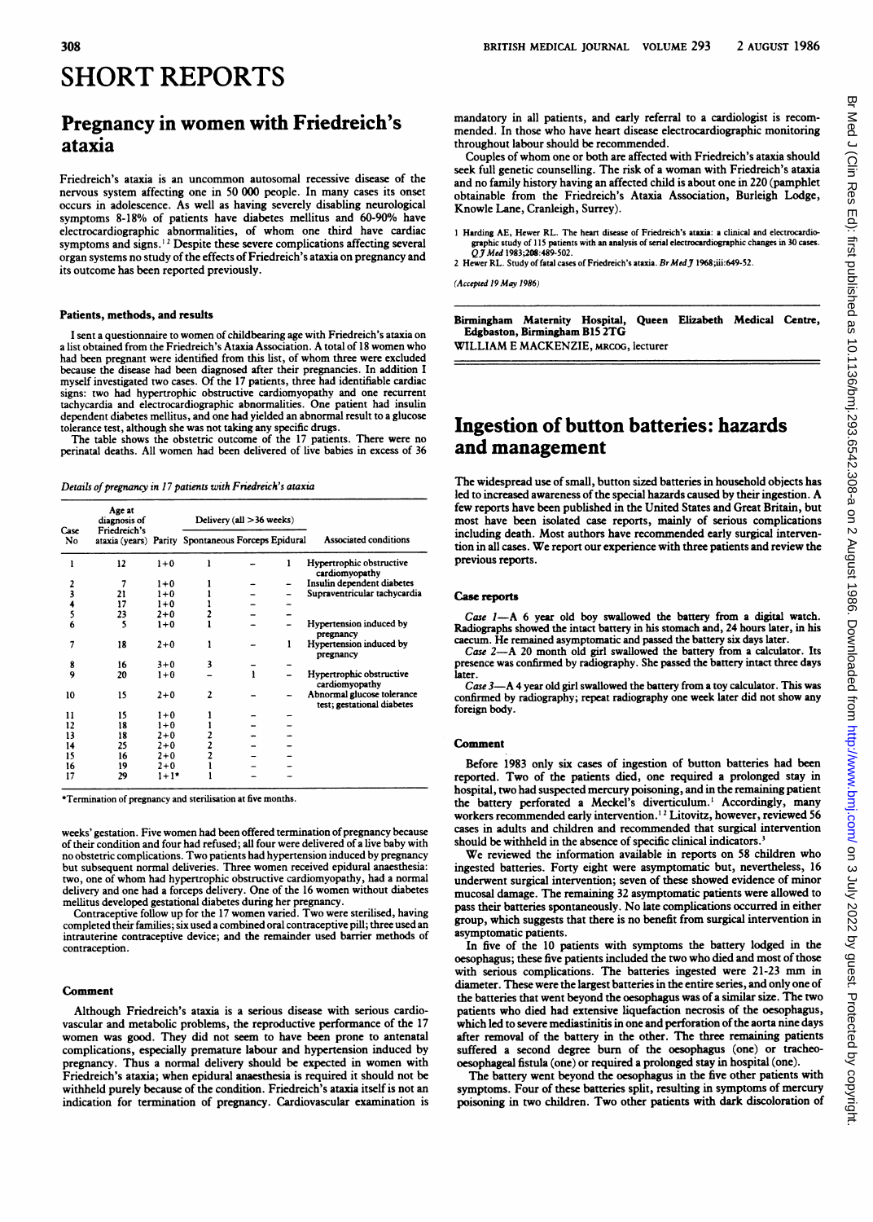# SHORT REPORTS

## Pregnancy in women with Friedreich's ataxia

Friedreich's ataxia is an uncommon autosomal recessive disease of the nervous system affecting one in 50 000 people. In many cases its onset occurs in adolescence. As well as having severely disabling neurological symptoms 8-18% of patients have diabetes mellitus and 60-90% have electrocardiographic abnormalities, of whom one third have cardiac symptoms and signs.[1,2] Despite these severe complications affecting several organ systems no study of the effects of Friedreich's ataxia on pregnancy and its outcome has been reported previously.

### Patients, methods, and results

I sent a questionnaire to women of childbearing age with Friedreich's ataxia on a list obtained from the Friedreich's Ataxia Association. A total of 18 women who had been pregnant were identified from this list, of whom three were excluded because the disease had been diagnosed after their pregnancies. In addition I myself investigated two cases. Of the 17 patients, three had identifiable cardiac signs: two had hypertrophic obstructive cardiomyopathy and one recurrent tachycardia and electrocardiographic abnormalities. One patient had insulin dependent diabetes mellitus, and one had yielded an abnormal result to a glucose tolerance test, although she was not taking any specific drugs.

The table shows the obstetric outcome of the 17 patients. There were no perinatal deaths. All women had been delivered of live babies in excess of 36 weeks' gestation. Five women had been offered termination of pregnancy because of their condition and four had refused; all four were delivered of a live baby with no obstetric complications. Two patients had hypertension induced by pregnancy but subsequent normal deliveries. Three women received epidural anaesthesia: two, one of whom had hypertrophic obstructive cardiomyopathy, had a normal delivery and one had a forceps delivery. One of the 16 women without diabetes mellitus developed gestational diabetes during her pregnancy.

Contraceptive follow up for the 17 women varied. Two were sterilised, having completed their families; six used a combined oral contraceptive pill; three used an intrauterine contraceptive device; and the remainder used barrier methods of contraception.

*Details of pregnancy in 17 patients with Friedreich's ataxia*

| Case No | Age at diagnosis of Friedreich's ataxia (years) | Parity | Delivery (all >36 weeks) | | | Associated conditions |
|---|---|---|---|---|---|---|
| | | | Spontaneous | Forceps | Epidural | |
| 1 | 12 | 1+0 | 1 | – | 1 | Hypertrophic obstructive cardiomyopathy |
| 2 | 7 | 1+0 | 1 | – | – | Insulin dependent diabetes |
| 3 | 21 | 1+0 | 1 | – | – | Supraventricular tachycardia |
| 4 | 17 | 1+0 | 1 | – | – | |
| 5 | 23 | 2+0 | 2 | – | – | |
| 6 | 5 | 1+0 | 1 | – | – | Hypertension induced by pregnancy |
| 7 | 18 | 2+0 | 1 | – | 1 | Hypertension induced by pregnancy |
| 8 | 16 | 3+0 | 3 | – | – | |
| 9 | 20 | 1+0 | – | 1 | 1 | Hypertrophic obstructive cardiomyopathy |
| 10 | 15 | 2+0 | 2 | – | – | Abnormal glucose tolerance test; gestational diabetes |
| 11 | 15 | 1+0 | 1 | – | – | |
| 12 | 18 | 1+0 | 1 | – | – | |
| 13 | 18 | 2+0 | 2 | – | – | |
| 14 | 25 | 2+0 | 2 | – | – | |
| 15 | 16 | 2+0 | 2 | – | – | |
| 16 | 19 | 2+0 | 1 | – | – | |
| 17 | 29 | 1+1* | 1 | – | – | |

*Termination of pregnancy and sterilisation at five months.

### Comment

Although Friedreich's ataxia is a serious disease with serious cardiovascular and metabolic problems, the reproductive performance of the 17 women was good. They did not seem to have been prone to antenatal complications, especially premature labour and hypertension induced by pregnancy. Thus a normal delivery should be expected in women with Friedreich's ataxia; when epidural anaesthesia is required it should not be withheld purely because of the condition. Friedreich's ataxia itself is not an indication for termination of pregnancy. Cardiovascular examination is mandatory in all patients, and early referral to a cardiologist is recommended. In those who have heart disease electrocardiographic monitoring throughout labour should be recommended.

Couples of whom one or both are affected with Friedreich's ataxia should seek full genetic counselling. The risk of a woman with Friedreich's ataxia and no family history having an affected child is about one in 220 (pamphlet obtainable from the Friedreich's Ataxia Association, Burleigh Lodge, Knowle Lane, Cranleigh, Surrey).

1 Harding AE, Hewer RL. The heart disease of Friedreich's ataxia: a clinical and electrocardiographic study of 115 patients with an analysis of serial electrocardiographic changes in 30 cases. *Q J Med* 1983;208:489-502.
2 Hewer RL. Study of fatal cases of Friedreich's ataxia. *Br Med J* 1968;iii:649-52.

*(Accepted 19 May 1986)*

**Birmingham Maternity Hospital, Queen Elizabeth Medical Centre, Edgbaston, Birmingham B15 2TG**
WILLIAM E MACKENZIE, MRCOG, lecturer

## Ingestion of button batteries: hazards and management

The widespread use of small, button sized batteries in household objects has led to increased awareness of the special hazards caused by their ingestion. A few reports have been published in the United States and Great Britain, but most have been isolated case reports, mainly of serious complications including death. Most authors have recommended early surgical intervention in all cases. We report our experience with three patients and review the previous reports.

### Case reports

*Case 1*—A 6 year old boy swallowed the battery from a digital watch. Radiographs showed the intact battery in his stomach and, 24 hours later, in his caecum. He remained asymptomatic and passed the battery six days later.

*Case 2*—A 20 month old girl swallowed the battery from a calculator. Its presence was confirmed by radiography. She passed the battery intact three days later.

*Case 3*—A 4 year old girl swallowed the battery from a toy calculator. This was confirmed by radiography; repeat radiography one week later did not show any foreign body.

### Comment

Before 1983 only six cases of ingestion of button batteries had been reported. Two of the patients died, one required a prolonged stay in hospital, two had suspected mercury poisoning, and in the remaining patient the battery perforated a Meckel's diverticulum.[1] Accordingly, many workers recommended early intervention.[1,2] Litovitz, however, reviewed 56 cases in adults and children and recommended that surgical intervention should be withheld in the absence of specific clinical indicators.[3]

We reviewed the information available in reports on 58 children who ingested batteries. Forty eight were asymptomatic but, nevertheless, 16 underwent surgical intervention; seven of these showed evidence of minor mucosal damage. The remaining 32 asymptomatic patients were allowed to pass their batteries spontaneously. No late complications occurred in either group, which suggests that there is no benefit from surgical intervention in asymptomatic patients.

In five of the 10 patients with symptoms the battery lodged in the oesophagus; these five patients included the two who died and most of those with serious complications. The batteries ingested were 21-23 mm in diameter. These were the largest batteries in the entire series, and only one of the batteries that went beyond the oesophagus was of a similar size. The two patients who died had extensive liquefaction necrosis of the oesophagus, which led to severe mediastinitis in one and perforation of the aorta nine days after removal of the battery in the other. The three remaining patients suffered a second degree burn of the oesophagus (one) or tracheo-oesophageal fistula (one) or required a prolonged stay in hospital (one).

The battery went beyond the oesophagus in the five other patients with symptoms. Four of these batteries split, resulting in symptoms of mercury poisoning in two children. Two other patients with dark discoloration of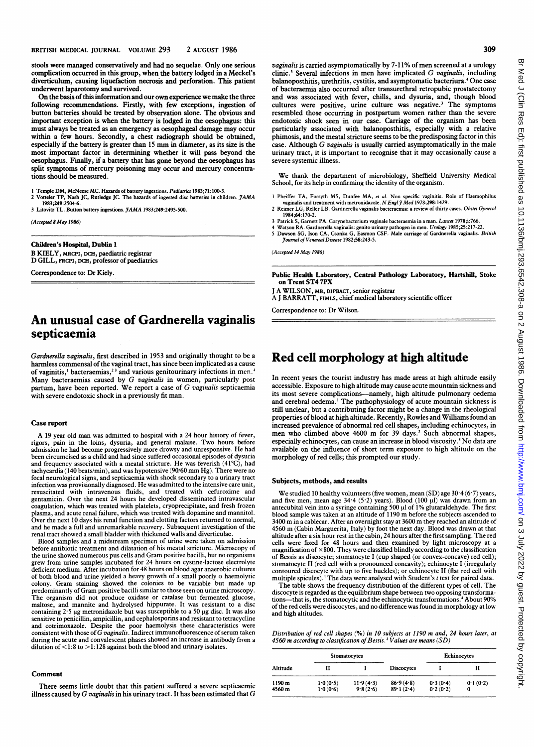stools were managed conservatively and had no sequelae. Only one serious complication occurred in this group, when the battery lodged in a Meckel's diverticulum, causing liquefaction necrosis and perforation. This patient underwent laparotomy and survived.

On the basis of this information and our own experience we make the three following recommendations. Firstly, with few exceptions, ingestion of button batteries should be treated by observation alone. The obvious and important exception is when the battery is lodged in the oesophagus: this must always be treated as an emergency as oesophageal damage may occur within a few hours. Secondly, a chest radiograph should be obtained, especially if the battery is greater than 15 mm in diameter, as its size is the most important factor in determining whether it will pass beyond the oesophagus. Finally, if a battery that has gone beyond the oesophagus has split symptoms of mercury poisoning may occur and mercury concentrations should be measured.

1 Temple DM, McNeese MC. Hazards of battery ingestions. *Pediatrics* 1983;71:100-3.
2 Votteler TP, Nash JC, Rutledge JC. The hazards of ingested disc batteries in children. *JAMA* 1983;249:2504-6.
3 Litovitz TL. Button battery ingestions. *JAMA* 1983;249:2495-500.

*(Accepted 8 May 1986)*

**Children's Hospital, Dublin 1**
B KIELY, MRCPI, DCH, paediatric registrar
D GILL, FRCPI, DCH, professor of paediatrics

Correspondence to: Dr Kiely.

# An unusual case of Gardnerella vaginalis septicaemia

*Gardnerella vaginalis*, first described in 1953 and originally thought to be a harmless commensal of the vaginal tract, has since been implicated as a cause of vaginitis,[1] bacteraemias,[2 3] and various genitourinary infections in men.[4] Many bacteraemias caused by *G vaginalis* in women, particularly post partum, have been reported. We report a case of *G vaginalis* septicaemia with severe endotoxic shock in a previously fit man.

## Case report

A 19 year old man was admitted to hospital with a 24 hour history of fever, rigors, pain in the loins, dysuria, and general malaise. Two hours before admission he had become progressively more drowsy and unresponsive. He had been circumcised as a child and had since suffered occasional episodes of dysuria and frequency associated with a meatal stricture. He was feverish (41°C), had tachycardia (140 beats/min), and was hypotensive (90/60 mm Hg). There were no focal neurological signs, and septicaemia with shock secondary to a urinary tract infection was provisionally diagnosed. He was admitted to the intensive care unit, resuscitated with intravenous fluids, and treated with cefuroxime and gentamicin. Over the next 24 hours he developed disseminated intravascular coagulation, which was treated with platelets, cryoprecipitate, and fresh frozen plasma, and acute renal failure, which was treated with dopamine and mannitol. Over the next 10 days his renal function and clotting factors returned to normal, and he made a full and unremarkable recovery. Subsequent investigation of the renal tract showed a small bladder with thickened walls and diverticulae.

Blood samples and a midstream specimen of urine were taken on admission before antibiotic treatment and dilatation of his meatal stricture. Microscopy of the urine showed numerous pus cells and Gram positive bacilli, but no organisms grew from urine samples incubated for 24 hours on cystine-lactose electrolyte deficient medium. After incubation for 48 hours on blood agar anaerobic cultures of both blood and urine yielded a heavy growth of a small poorly α haemolytic colony. Gram staining showed the colonies to be variable but made up predominantly of Gram positive bacilli similar to those seen on urine microscopy. The organism did not produce oxidase or catalase but fermented glucose, maltose, and mannite and hydrolysed hippurate. It was resistant to a disc containing 2·5 μg metronidazole but was susceptible to a 50 μg disc. It was also sensitive to penicillin, ampicillin, and cephalosporins and resistant to tetracycline and cotrimoxazole. Despite the poor haemolysis these characteristics were consistent with those of *G vaginalis*. Indirect immunofluorescence of serum taken during the acute and convalescent phases showed an increase in antibody from a dilution of <1:8 to >1:128 against both the blood and urinary isolates.

## Comment

There seems little doubt that this patient suffered a severe septicaemic illness caused by *G vaginalis* in his urinary tract. It has been estimated that *G vaginalis* is carried asymptomatically by 7-11% of men screened at a urology clinic.[5] Several infections in men have implicated *G vaginalis*, including balanoposthitis, urethritis, cystitis, and asymptomatic bacteriura.[4] One case of bacteraemia also occurred after transurethral retropubic prostatectomy and was associated with fever, chills, and dysuria, and, though blood cultures were positive, urine culture was negative.[3] The symptoms resembled those occurring in postpartum women rather than the severe endotoxic shock seen in our case. Carriage of the organism has been particularly associated with balanoposthitis, especially with a relative phimosis, and the meatal stricture seems to be the predisposing factor in this case. Although *G vaginalis* is usually carried asymptomatically in the male urinary tract, it is important to recognise that it may occasionally cause a severe systemic illness.

We thank the department of microbiology, Sheffield University Medical School, for its help in confirming the identity of the organism.

1 Pheiffer TA, Forsyth MS, Dunfee MA, *et al*. Non specific vaginitis. Role of Haemophilus vaginalis and treatment with metronidazole. *N Engl J Med* 1978;298:1429.
2 Reimer LG, Reller LB. Gardnerella vaginalis bacteraemia: a review of thirty cases. *Obstet Gynecol* 1984;64:170-2.
3 Patrick S, Garnett PA. Corynebacterium vaginale bacteraemia in a man. *Lancet* 1978;i:766.
4 Watson RA. Gardnerella vaginalis: genito urinary pathogen in men. *Urology* 1985;25:217-22.
5 Dawson SG, Ison CA, Csonka G, Easmon CSF. Male carriage of Gardnerella vaginalis. *British Journal of Venereal Disease* 1982;58:243-5.

*(Accepted 14 May 1986)*

**Public Health Laboratory, Central Pathology Laboratory, Hartshill, Stoke on Trent ST4 7PX**
J A WILSON, MB, DIPBACT, senior registrar
A J BARRATT, FIMLS, chief medical laboratory scientific officer

Correspondence to: Dr Wilson.

# Red cell morphology at high altitude

In recent years the tourist industry has made areas at high altitude easily accessible. Exposure to high altitude may cause acute mountain sickness and its most severe complications—namely, high altitude pulmonary oedema and cerebral oedema.[1] The pathophysiology of acute mountain sickness is still unclear, but a contributing factor might be a change in the rheological properties of blood at high altitude. Recently, Rowles and Williams found an increased prevalence of abnormal red cell shapes, including echinocytes, in men who climbed above 4600 m for 39 days.[2] Such abnormal shapes, especially echinocytes, can cause an increase in blood viscosity.[3] No data are available on the influence of short term exposure to high altitude on the morphology of red cells; this prompted our study.

## Subjects, methods, and results

We studied 10 healthy volunteers (five women, mean (SD) age 30·4 (6·7) years, and five men, mean age 34·4 (5·2) years). Blood (100 μl) was drawn from an antecubital vein into a syringe containing 500 μl of 1% glutaraldehyde. The first blood sample was taken at an altitude of 1190 m before the subjects ascended to 3400 m in a cablecar. After an overnight stay at 3600 m they reached an altitude of 4560 m (Cabin Marguerita, Italy) by foot the next day. Blood was drawn at that altitude after a six hour rest in the cabin, 24 hours after the first sampling. The red cells were fixed for 48 hours and then examined by light microscopy at a magnification of ×800. They were classified blindly according to the classification of Bessis as discocyte; stomatocyte I (cup shaped (or convex-concave) red cell); stomatocyte II (red cell with a pronounced concavity); echinocyte I (irregularly contoured discocyte with up to five buckles); or echinocyte II (flat red cell with multiple spicules).[4] The data were analysed with Student's *t* test for paired data.

The table shows the frequency distribution of the different types of cell. The discocyte is regarded as the equilibrium shape between two opposing transformations—that is, the stomatocytic and the echinocytic transformations.[4] About 90% of the red cells were discocytes, and no difference was found in morphology at low and high altitudes.

*Distribution of red cell shapes (%) in 10 subjects at 1190 m and, 24 hours later, at 4560 m according to classification of Bessis.[4] Values are means (SD)*

| Altitude | Stomatocytes | | Discocytes | Echinocytes | |
|---|---|---|---|---|---|
| | II | I | | I | II |
| 1190 m | 1·0 (0·5) | 11·9 (4·3) | 86·9 (4·8) | 0·3 (0·4) | 0·1 (0·2) |
| 4560 m | 1·0 (0·6) | 9·8 (2·6) | 89·1 (2·4) | 0·2 (0·2) | 0 |